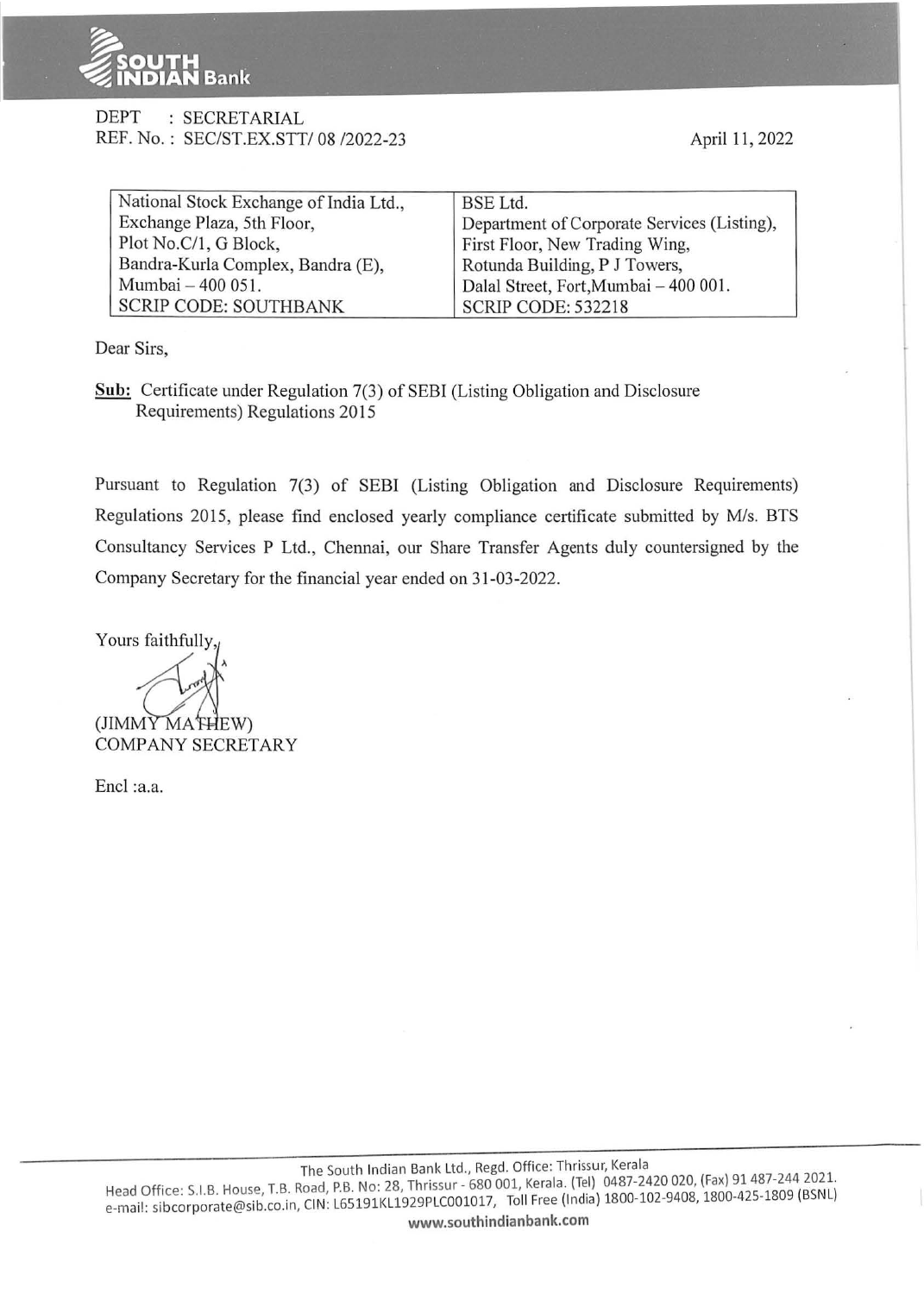DEPT : SECRETARIAL
REF. No. : SEC/ST.EX.STT/ 08 /2022-23

April 11, 2022

| National Stock Exchange of India Ltd., | BSE Ltd. |
|---|---|
| Exchange Plaza, 5th Floor, | Department of Corporate Services (Listing), |
| Plot No.C/1, G Block, | First Floor, New Trading Wing, |
| Bandra-Kurla Complex, Bandra (E), | Rotunda Building, P J Towers, |
| Mumbai – 400 051. | Dalal Street, Fort,Mumbai – 400 001. |
| SCRIP CODE: SOUTHBANK | SCRIP CODE: 532218 |

Dear Sirs,

**Sub:** Certificate under Regulation 7(3) of SEBI (Listing Obligation and Disclosure Requirements) Regulations 2015

Pursuant to Regulation 7(3) of SEBI (Listing Obligation and Disclosure Requirements) Regulations 2015, please find enclosed yearly compliance certificate submitted by M/s. BTS Consultancy Services P Ltd., Chennai, our Share Transfer Agents duly countersigned by the Company Secretary for the financial year ended on 31-03-2022.

Yours faithfully,

(JIMMY MATHEW)
COMPANY SECRETARY

Encl :a.a.

The South Indian Bank Ltd., Regd. Office: Thrissur, Kerala
Head Office: S.I.B. House, T.B. Road, P.B. No: 28, Thrissur - 680 001, Kerala. (Tel) 0487-2420 020, (Fax) 91 487-244 2021.
e-mail: sibcorporate@sib.co.in, CIN: L65191KL1929PLC001017, Toll Free (India) 1800-102-9408, 1800-425-1809 (BSNL)
www.southindianbank.com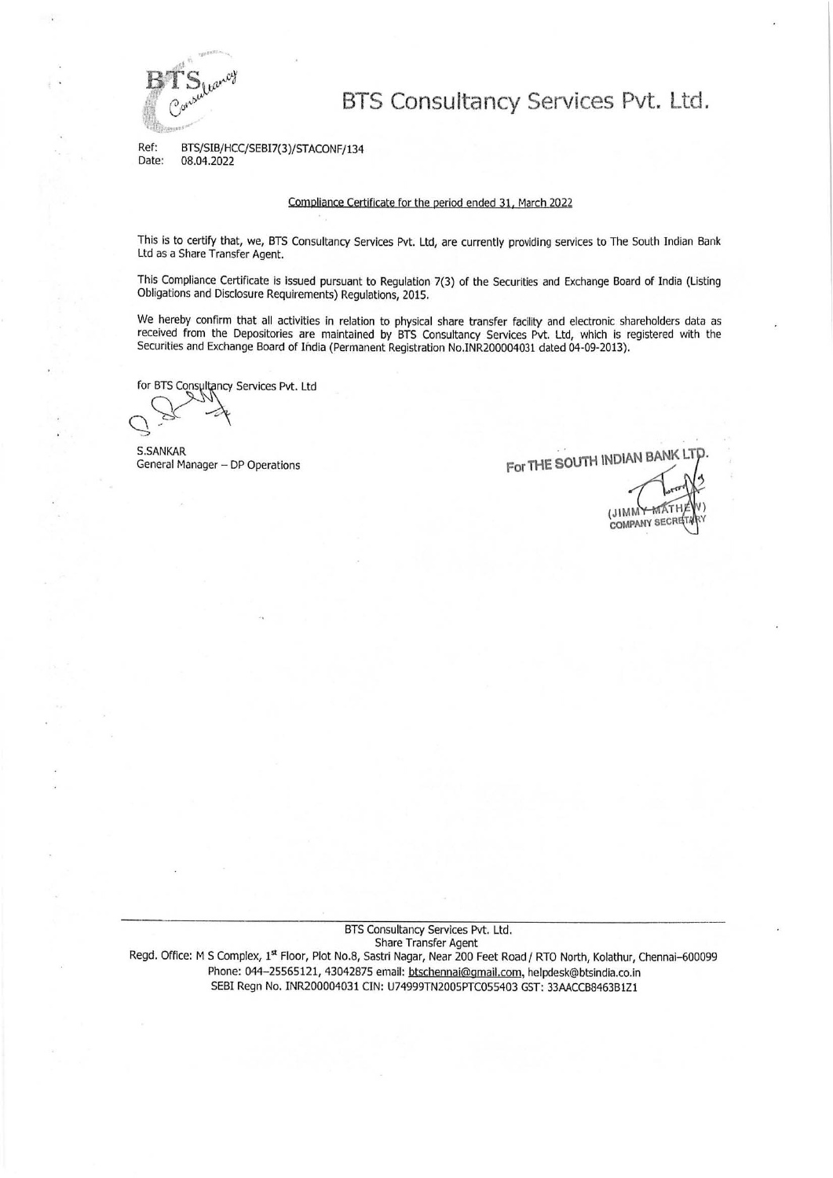# BTS Consultancy Services Pvt. Ltd.

Ref: BTS/SIB/HCC/SEBI7(3)/STACONF/134
Date: 08.04.2022

Compliance Certificate for the period ended 31, March 2022

This is to certify that, we, BTS Consultancy Services Pvt. Ltd, are currently providing services to The South Indian Bank Ltd as a Share Transfer Agent.

This Compliance Certificate is issued pursuant to Regulation 7(3) of the Securities and Exchange Board of India (Listing Obligations and Disclosure Requirements) Regulations, 2015.

We hereby confirm that all activities in relation to physical share transfer facility and electronic shareholders data as received from the Depositories are maintained by BTS Consultancy Services Pvt. Ltd, which is registered with the Securities and Exchange Board of India (Permanent Registration No.INR200004031 dated 04-09-2013).

for BTS Consultancy Services Pvt. Ltd

S.SANKAR
General Manager – DP Operations

For THE SOUTH INDIAN BANK LTD.

(JIMMY MATHEW)
COMPANY SECRETARY

BTS Consultancy Services Pvt. Ltd.
Share Transfer Agent
Regd. Office: M S Complex, 1st Floor, Plot No.8, Sastri Nagar, Near 200 Feet Road / RTO North, Kolathur, Chennai–600099
Phone: 044–25565121, 43042875 email: btschennai@gmail.com, helpdesk@btsindia.co.in
SEBI Regn No. INR200004031 CIN: U74999TN2005PTC055403 GST: 33AACCB8463B1Z1